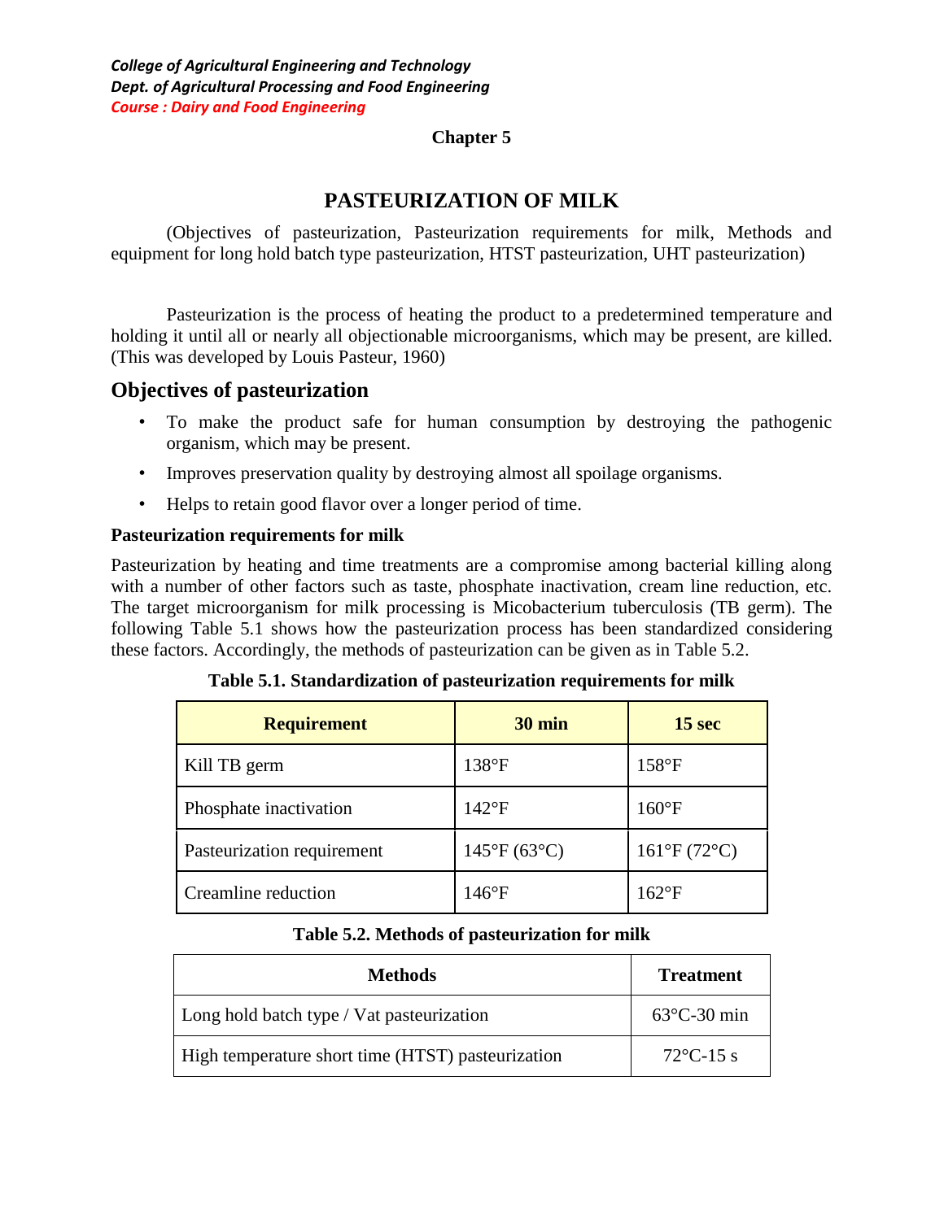*College of Agricultural Engineering and Technology*
*Dept. of Agricultural Processing and Food Engineering*
*Course : Dairy and Food Engineering*

**Chapter 5**

# PASTEURIZATION OF MILK

(Objectives of pasteurization, Pasteurization requirements for milk, Methods and equipment for long hold batch type pasteurization, HTST pasteurization, UHT pasteurization)

Pasteurization is the process of heating the product to a predetermined temperature and holding it until all or nearly all objectionable microorganisms, which may be present, are killed. (This was developed by Louis Pasteur, 1960)

## Objectives of pasteurization

- To make the product safe for human consumption by destroying the pathogenic organism, which may be present.
- Improves preservation quality by destroying almost all spoilage organisms.
- Helps to retain good flavor over a longer period of time.

### Pasteurization requirements for milk

Pasteurization by heating and time treatments are a compromise among bacterial killing along with a number of other factors such as taste, phosphate inactivation, cream line reduction, etc. The target microorganism for milk processing is Micobacterium tuberculosis (TB germ). The following Table 5.1 shows how the pasteurization process has been standardized considering these factors. Accordingly, the methods of pasteurization can be given as in Table 5.2.

**Table 5.1. Standardization of pasteurization requirements for milk**

| Requirement | 30 min | 15 sec |
|---|---|---|
| Kill TB germ | 138°F | 158°F |
| Phosphate inactivation | 142°F | 160°F |
| Pasteurization requirement | 145°F (63°C) | 161°F (72°C) |
| Creamline reduction | 146°F | 162°F |

**Table 5.2. Methods of pasteurization for milk**

| Methods | Treatment |
|---|---|
| Long hold batch type / Vat pasteurization | 63°C-30 min |
| High temperature short time (HTST) pasteurization | 72°C-15 s |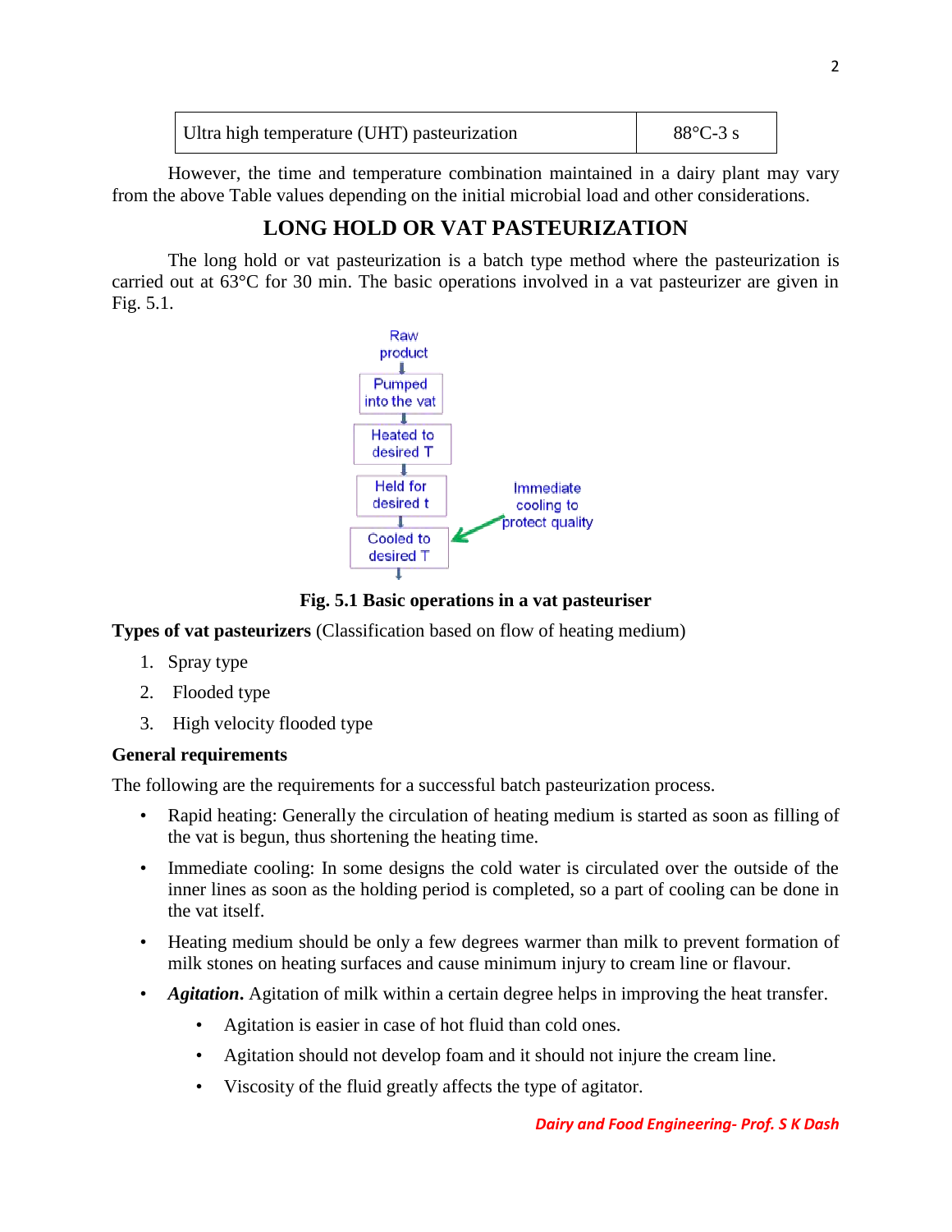| Ultra high temperature (UHT) pasteurization | 88°C-3 s |
| --- | --- |

However, the time and temperature combination maintained in a dairy plant may vary from the above Table values depending on the initial microbial load and other considerations.

## LONG HOLD OR VAT PASTEURIZATION

The long hold or vat pasteurization is a batch type method where the pasteurization is carried out at 63°C for 30 min. The basic operations involved in a vat pasteurizer are given in Fig. 5.1.

Raw product → Pumped into the vat → Heated to desired T → Held for desired t → Cooled to desired T

Immediate cooling to protect quality

**Fig. 5.1 Basic operations in a vat pasteuriser**

**Types of vat pasteurizers** (Classification based on flow of heating medium)

1. Spray type
2. Flooded type
3. High velocity flooded type

**General requirements**

The following are the requirements for a successful batch pasteurization process.

- Rapid heating: Generally the circulation of heating medium is started as soon as filling of the vat is begun, thus shortening the heating time.
- Immediate cooling: In some designs the cold water is circulated over the outside of the inner lines as soon as the holding period is completed, so a part of cooling can be done in the vat itself.
- Heating medium should be only a few degrees warmer than milk to prevent formation of milk stones on heating surfaces and cause minimum injury to cream line or flavour.
- ***Agitation***. Agitation of milk within a certain degree helps in improving the heat transfer.
    - Agitation is easier in case of hot fluid than cold ones.
    - Agitation should not develop foam and it should not injure the cream line.
    - Viscosity of the fluid greatly affects the type of agitator.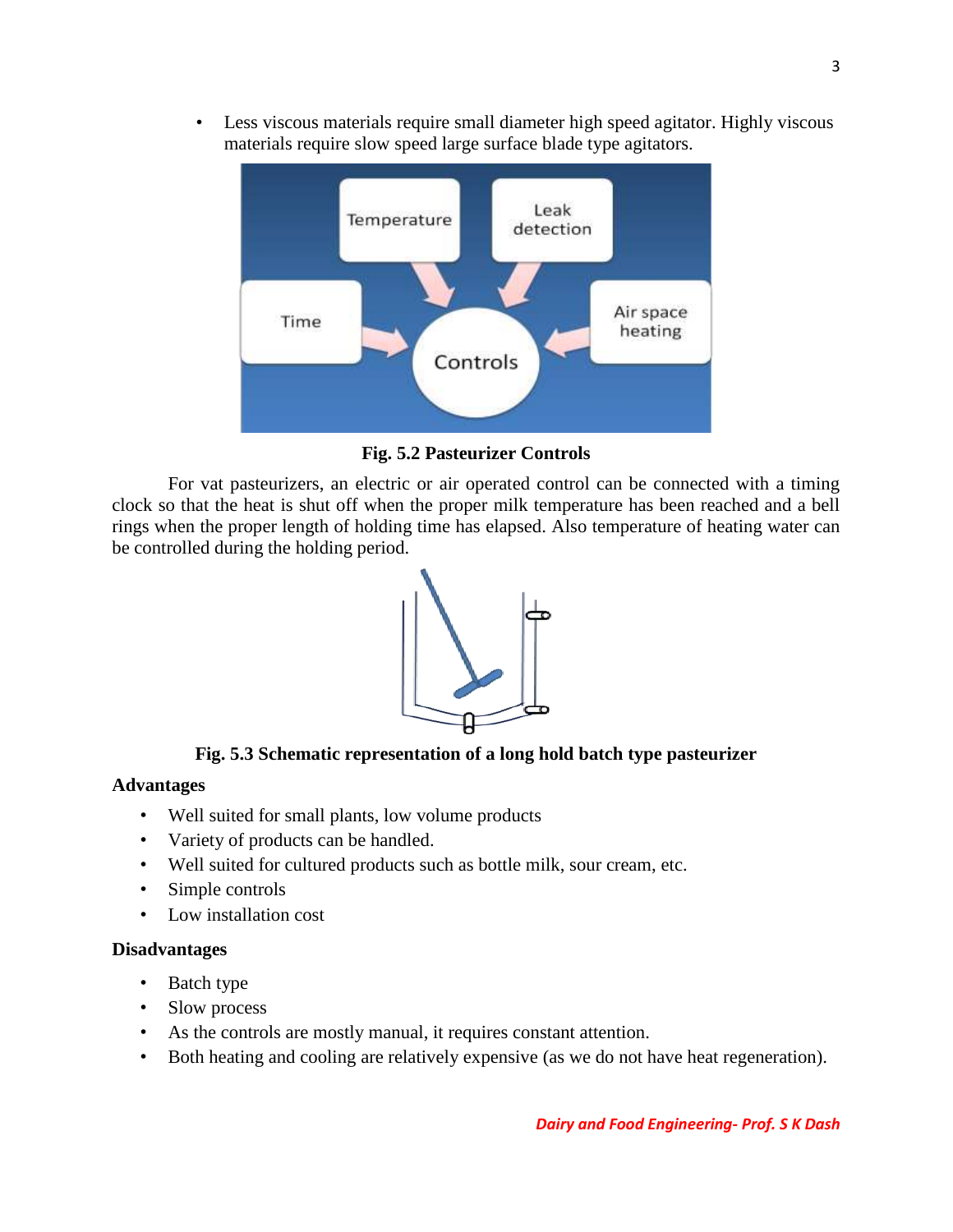- Less viscous materials require small diameter high speed agitator. Highly viscous materials require slow speed large surface blade type agitators.

**Fig. 5.2 Pasteurizer Controls**

For vat pasteurizers, an electric or air operated control can be connected with a timing clock so that the heat is shut off when the proper milk temperature has been reached and a bell rings when the proper length of holding time has elapsed. Also temperature of heating water can be controlled during the holding period.

**Fig. 5.3 Schematic representation of a long hold batch type pasteurizer**

**Advantages**

- Well suited for small plants, low volume products
- Variety of products can be handled.
- Well suited for cultured products such as bottle milk, sour cream, etc.
- Simple controls
- Low installation cost

**Disadvantages**

- Batch type
- Slow process
- As the controls are mostly manual, it requires constant attention.
- Both heating and cooling are relatively expensive (as we do not have heat regeneration).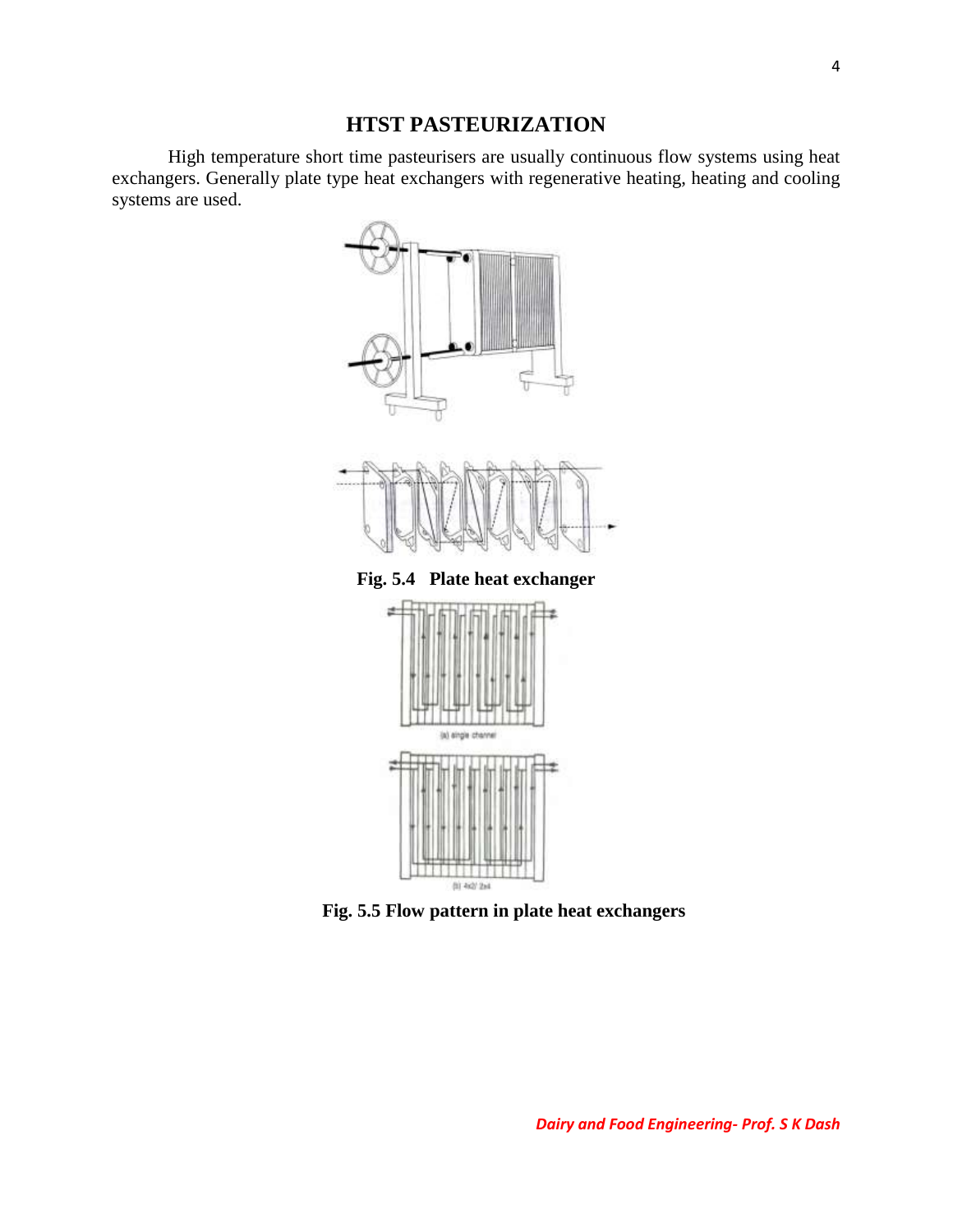# HTST PASTEURIZATION

High temperature short time pasteurisers are usually continuous flow systems using heat exchangers. Generally plate type heat exchangers with regenerative heating, heating and cooling systems are used.

**Fig. 5.4 Plate heat exchanger**

(a) single channel

(b) 4x2/ 2x4

**Fig. 5.5 Flow pattern in plate heat exchangers**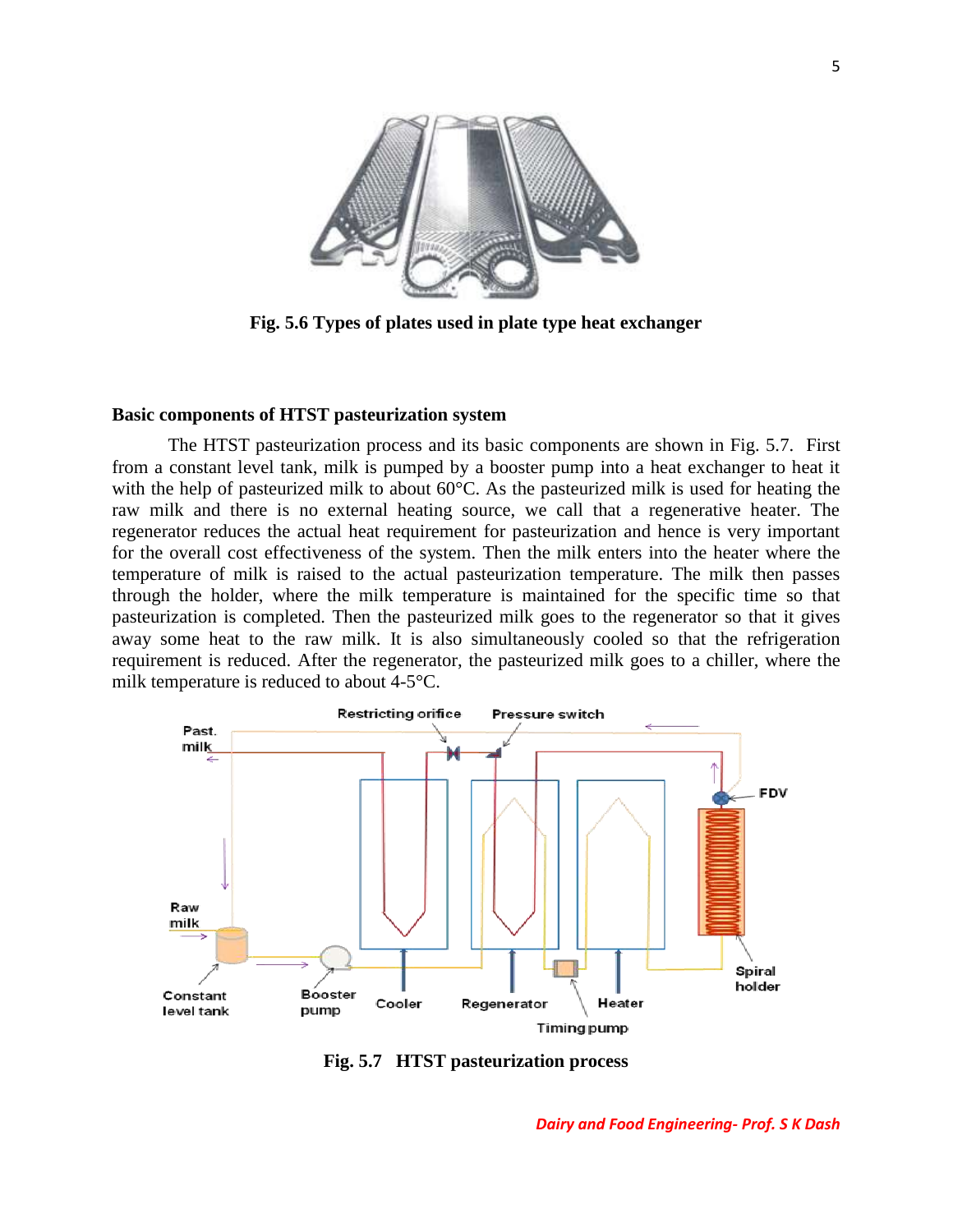**Fig. 5.6 Types of plates used in plate type heat exchanger**

### Basic components of HTST pasteurization system

The HTST pasteurization process and its basic components are shown in Fig. 5.7. First from a constant level tank, milk is pumped by a booster pump into a heat exchanger to heat it with the help of pasteurized milk to about 60°C. As the pasteurized milk is used for heating the raw milk and there is no external heating source, we call that a regenerative heater. The regenerator reduces the actual heat requirement for pasteurization and hence is very important for the overall cost effectiveness of the system. Then the milk enters into the heater where the temperature of milk is raised to the actual pasteurization temperature. The milk then passes through the holder, where the milk temperature is maintained for the specific time so that pasteurization is completed. Then the pasteurized milk goes to the regenerator so that it gives away some heat to the raw milk. It is also simultaneously cooled so that the refrigeration requirement is reduced. After the regenerator, the pasteurized milk goes to a chiller, where the milk temperature is reduced to about 4-5°C.

**Fig. 5.7 HTST pasteurization process**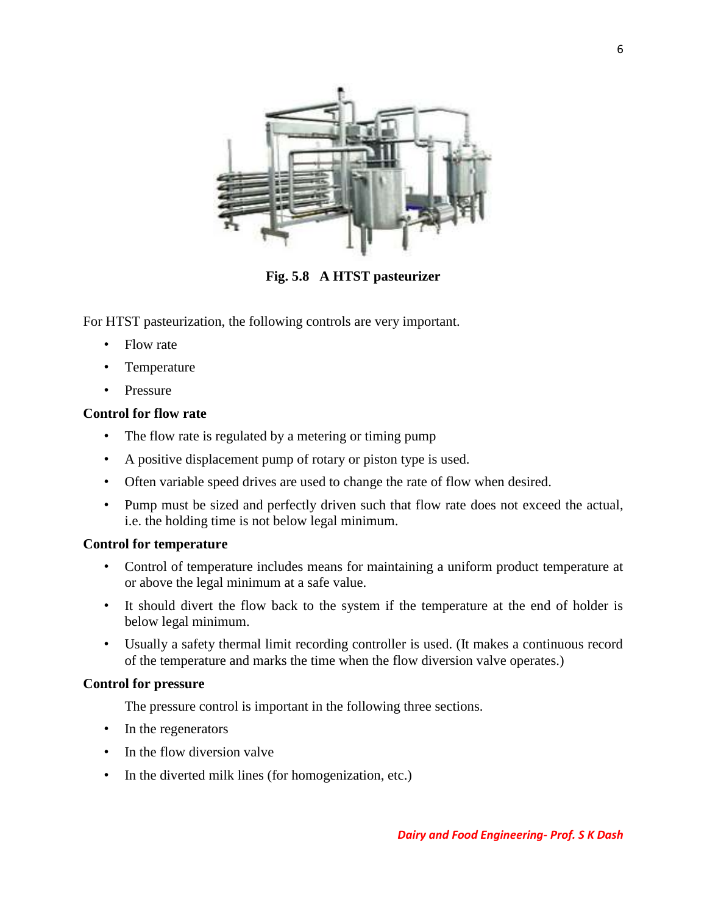Fig. 5.8 A HTST pasteurizer

For HTST pasteurization, the following controls are very important.

- Flow rate
- Temperature
- Pressure

**Control for flow rate**

- The flow rate is regulated by a metering or timing pump
- A positive displacement pump of rotary or piston type is used.
- Often variable speed drives are used to change the rate of flow when desired.
- Pump must be sized and perfectly driven such that flow rate does not exceed the actual, i.e. the holding time is not below legal minimum.

**Control for temperature**

- Control of temperature includes means for maintaining a uniform product temperature at or above the legal minimum at a safe value.
- It should divert the flow back to the system if the temperature at the end of holder is below legal minimum.
- Usually a safety thermal limit recording controller is used. (It makes a continuous record of the temperature and marks the time when the flow diversion valve operates.)

**Control for pressure**

The pressure control is important in the following three sections.

- In the regenerators
- In the flow diversion valve
- In the diverted milk lines (for homogenization, etc.)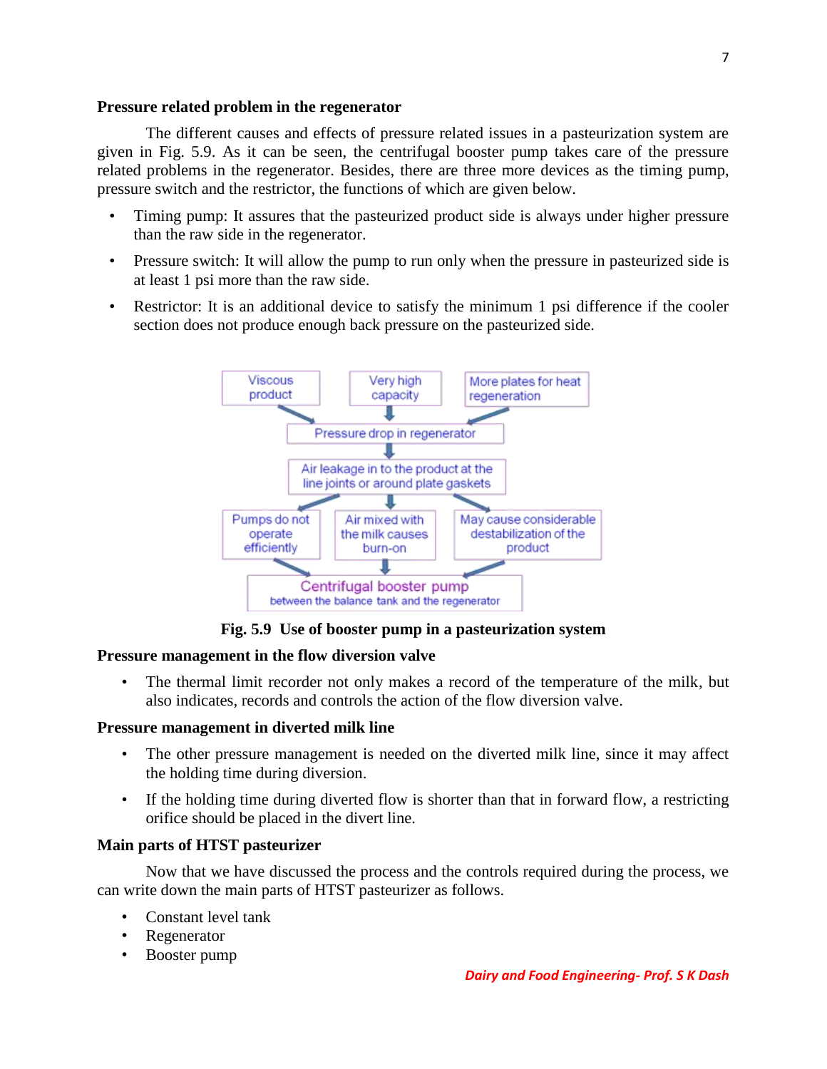**Pressure related problem in the regenerator**

The different causes and effects of pressure related issues in a pasteurization system are given in Fig. 5.9. As it can be seen, the centrifugal booster pump takes care of the pressure related problems in the regenerator. Besides, there are three more devices as the timing pump, pressure switch and the restrictor, the functions of which are given below.

- Timing pump: It assures that the pasteurized product side is always under higher pressure than the raw side in the regenerator.
- Pressure switch: It will allow the pump to run only when the pressure in pasteurized side is at least 1 psi more than the raw side.
- Restrictor: It is an additional device to satisfy the minimum 1 psi difference if the cooler section does not produce enough back pressure on the pasteurized side.

Viscous product | Very high capacity | More plates for heat regeneration

Pressure drop in regenerator

Air leakage in to the product at the line joints or around plate gaskets

Pumps do not operate efficiently | Air mixed with the milk causes burn-on | May cause considerable destabilization of the product

Centrifugal booster pump between the balance tank and the regenerator

**Fig. 5.9 Use of booster pump in a pasteurization system**

**Pressure management in the flow diversion valve**

- The thermal limit recorder not only makes a record of the temperature of the milk, but also indicates, records and controls the action of the flow diversion valve.

**Pressure management in diverted milk line**

- The other pressure management is needed on the diverted milk line, since it may affect the holding time during diversion.
- If the holding time during diverted flow is shorter than that in forward flow, a restricting orifice should be placed in the divert line.

**Main parts of HTST pasteurizer**

Now that we have discussed the process and the controls required during the process, we can write down the main parts of HTST pasteurizer as follows.

- Constant level tank
- Regenerator
- Booster pump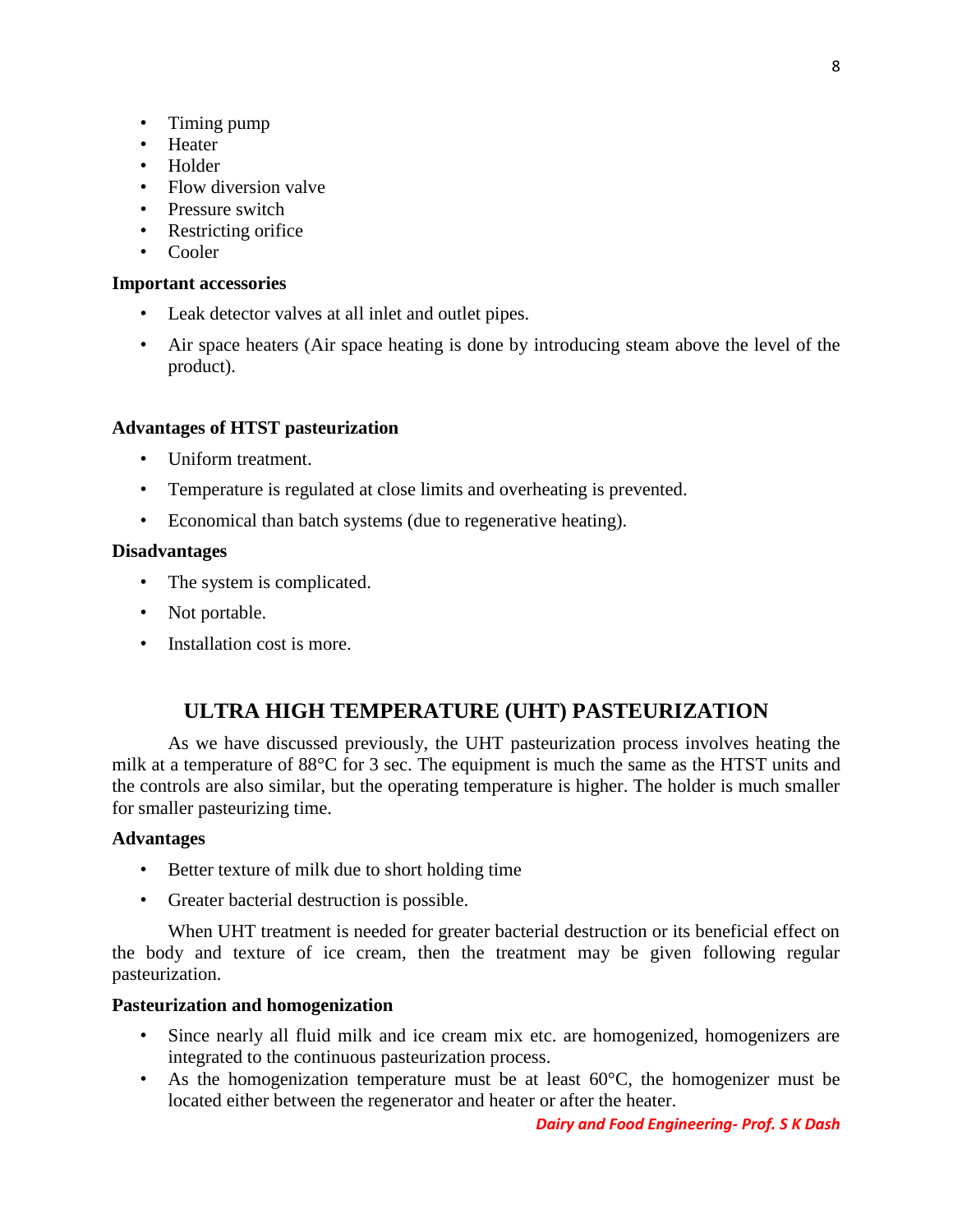- Timing pump
- Heater
- Holder
- Flow diversion valve
- Pressure switch
- Restricting orifice
- Cooler

**Important accessories**

- Leak detector valves at all inlet and outlet pipes.
- Air space heaters (Air space heating is done by introducing steam above the level of the product).

**Advantages of HTST pasteurization**

- Uniform treatment.
- Temperature is regulated at close limits and overheating is prevented.
- Economical than batch systems (due to regenerative heating).

**Disadvantages**

- The system is complicated.
- Not portable.
- Installation cost is more.

## ULTRA HIGH TEMPERATURE (UHT) PASTEURIZATION

As we have discussed previously, the UHT pasteurization process involves heating the milk at a temperature of 88°C for 3 sec. The equipment is much the same as the HTST units and the controls are also similar, but the operating temperature is higher. The holder is much smaller for smaller pasteurizing time.

**Advantages**

- Better texture of milk due to short holding time
- Greater bacterial destruction is possible.

When UHT treatment is needed for greater bacterial destruction or its beneficial effect on the body and texture of ice cream, then the treatment may be given following regular pasteurization.

**Pasteurization and homogenization**

- Since nearly all fluid milk and ice cream mix etc. are homogenized, homogenizers are integrated to the continuous pasteurization process.
- As the homogenization temperature must be at least 60°C, the homogenizer must be located either between the regenerator and heater or after the heater.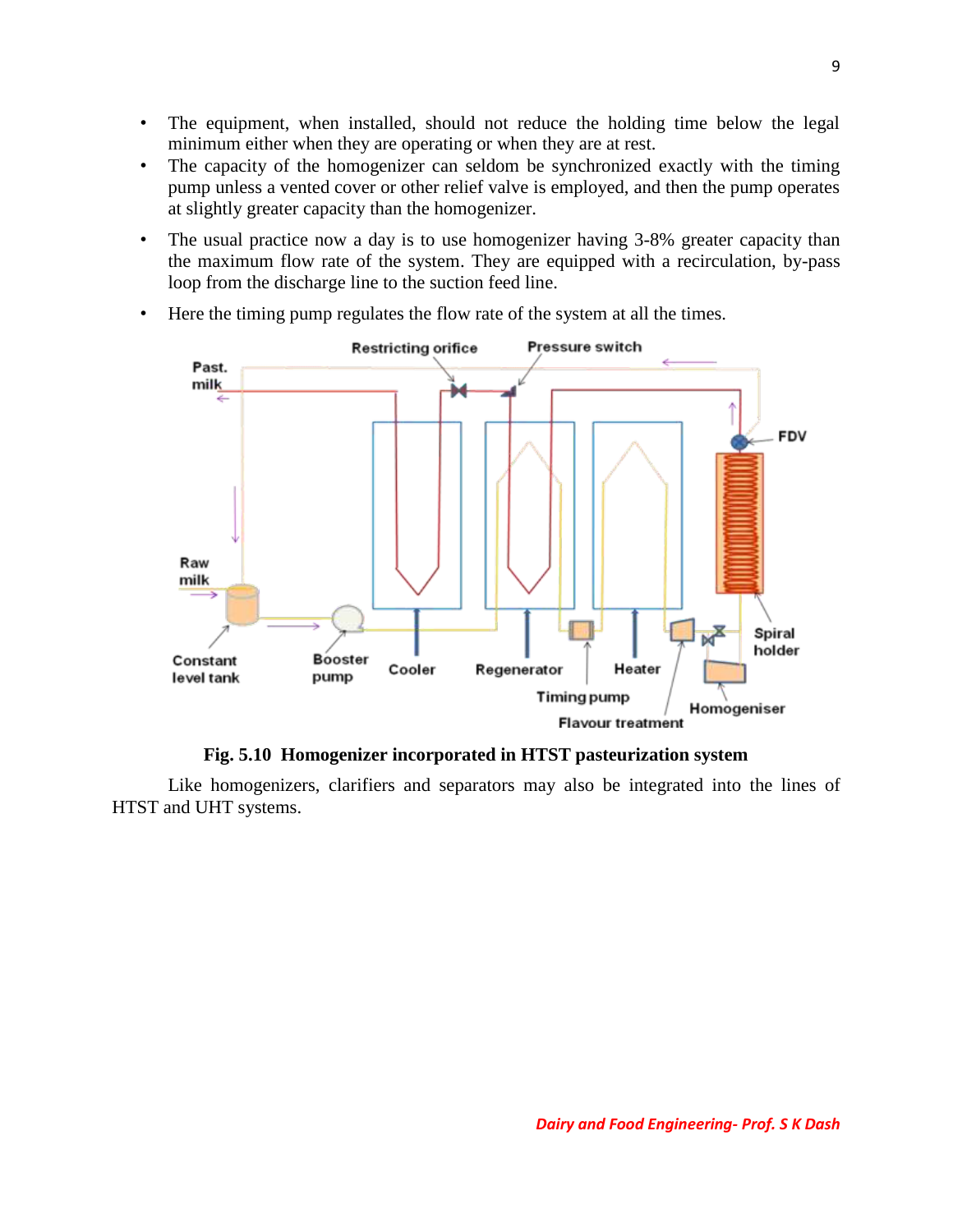- The equipment, when installed, should not reduce the holding time below the legal minimum either when they are operating or when they are at rest.
- The capacity of the homogenizer can seldom be synchronized exactly with the timing pump unless a vented cover or other relief valve is employed, and then the pump operates at slightly greater capacity than the homogenizer.
- The usual practice now a day is to use homogenizer having 3-8% greater capacity than the maximum flow rate of the system. They are equipped with a recirculation, by-pass loop from the discharge line to the suction feed line.
- Here the timing pump regulates the flow rate of the system at all the times.

**Fig. 5.10 Homogenizer incorporated in HTST pasteurization system**

Like homogenizers, clarifiers and separators may also be integrated into the lines of HTST and UHT systems.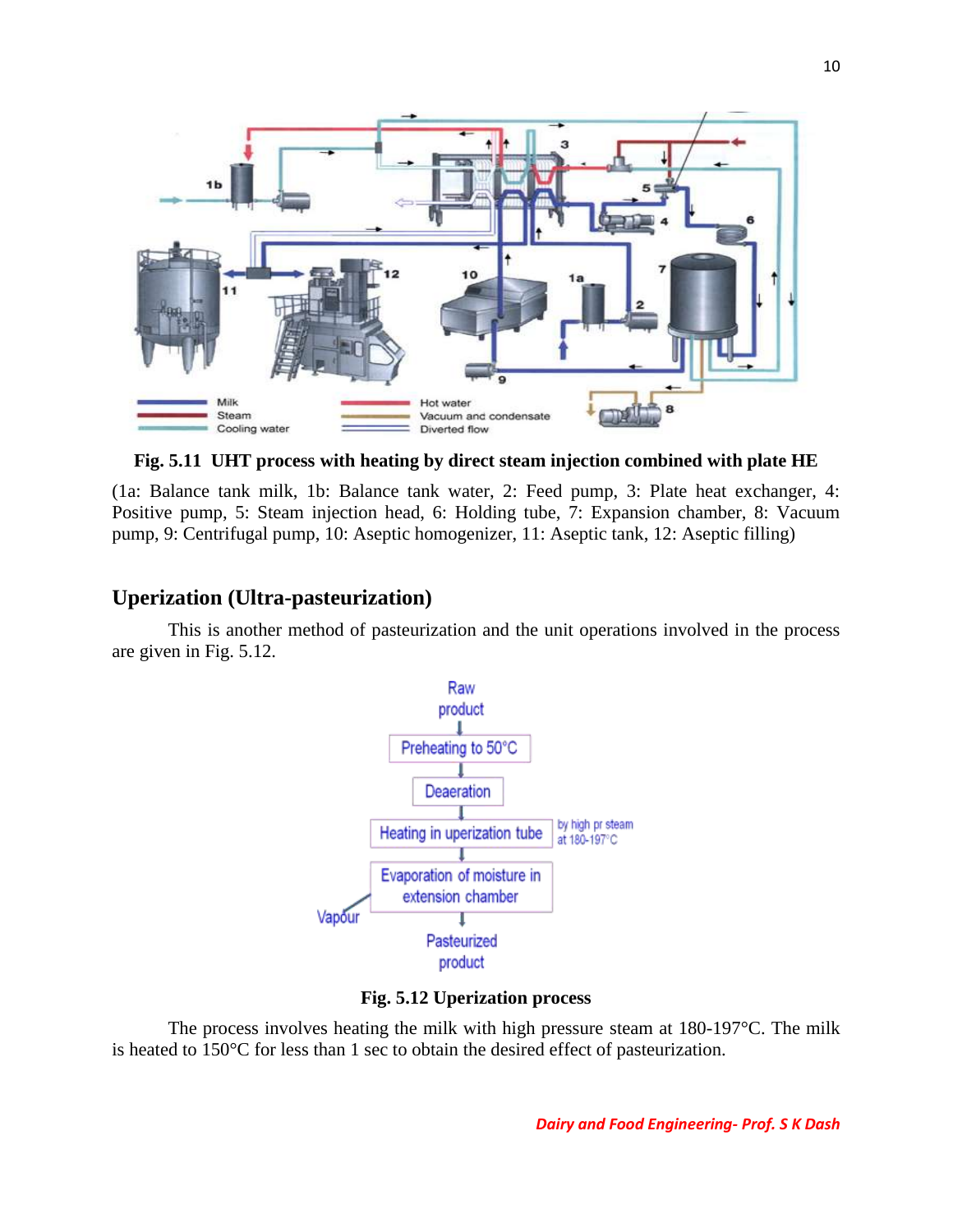**Fig. 5.11 UHT process with heating by direct steam injection combined with plate HE**

(1a: Balance tank milk, 1b: Balance tank water, 2: Feed pump, 3: Plate heat exchanger, 4: Positive pump, 5: Steam injection head, 6: Holding tube, 7: Expansion chamber, 8: Vacuum pump, 9: Centrifugal pump, 10: Aseptic homogenizer, 11: Aseptic tank, 12: Aseptic filling)

## Uperization (Ultra-pasteurization)

This is another method of pasteurization and the unit operations involved in the process are given in Fig. 5.12.

**Fig. 5.12 Uperization process**

The process involves heating the milk with high pressure steam at 180-197°C. The milk is heated to 150°C for less than 1 sec to obtain the desired effect of pasteurization.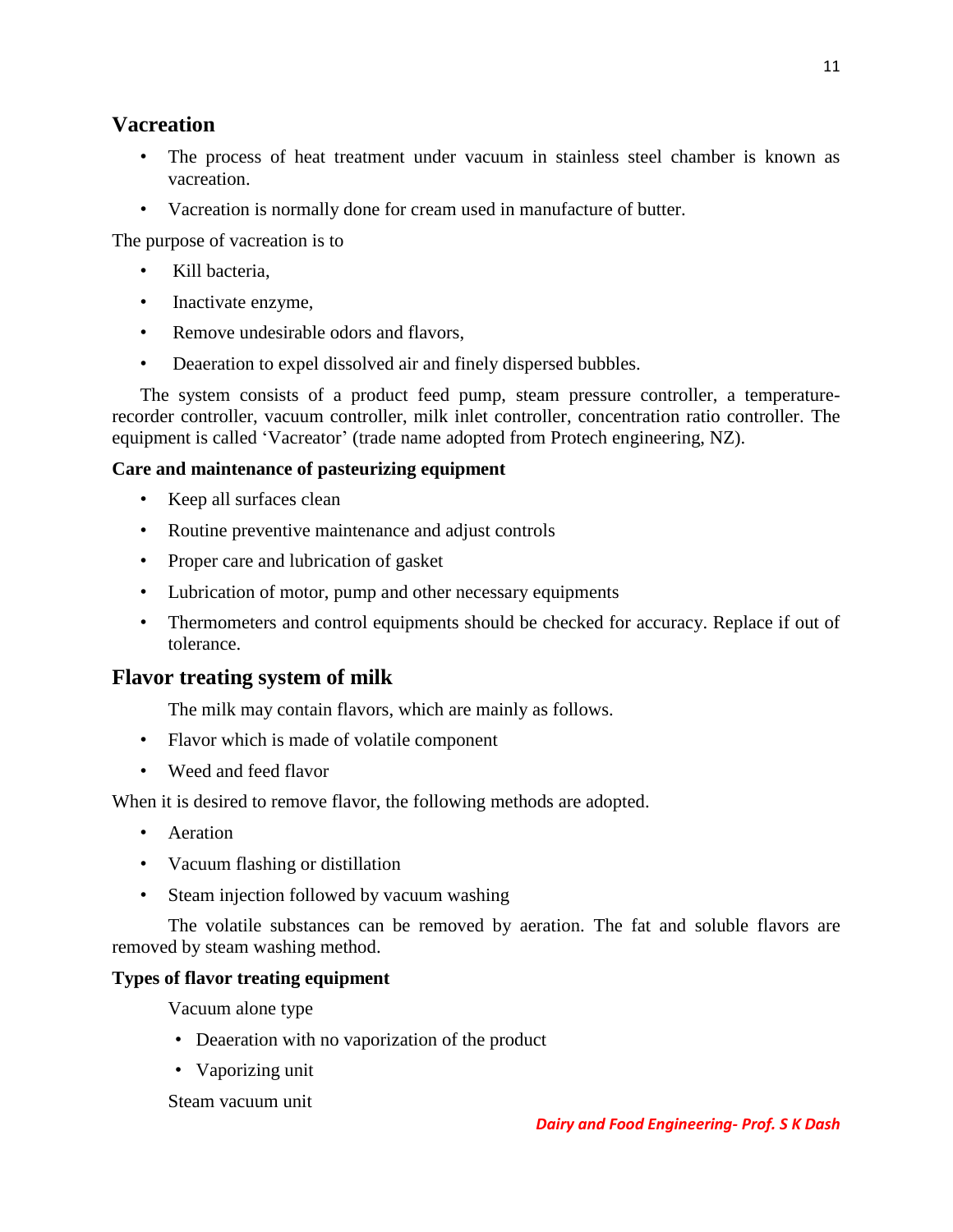## Vacreation

- The process of heat treatment under vacuum in stainless steel chamber is known as vacreation.
- Vacreation is normally done for cream used in manufacture of butter.

The purpose of vacreation is to

- Kill bacteria,
- Inactivate enzyme,
- Remove undesirable odors and flavors,
- Deaeration to expel dissolved air and finely dispersed bubbles.

The system consists of a product feed pump, steam pressure controller, a temperature-recorder controller, vacuum controller, milk inlet controller, concentration ratio controller. The equipment is called 'Vacreator' (trade name adopted from Protech engineering, NZ).

### Care and maintenance of pasteurizing equipment

- Keep all surfaces clean
- Routine preventive maintenance and adjust controls
- Proper care and lubrication of gasket
- Lubrication of motor, pump and other necessary equipments
- Thermometers and control equipments should be checked for accuracy. Replace if out of tolerance.

## Flavor treating system of milk

The milk may contain flavors, which are mainly as follows.

- Flavor which is made of volatile component
- Weed and feed flavor

When it is desired to remove flavor, the following methods are adopted.

- Aeration
- Vacuum flashing or distillation
- Steam injection followed by vacuum washing

The volatile substances can be removed by aeration. The fat and soluble flavors are removed by steam washing method.

### Types of flavor treating equipment

Vacuum alone type

- Deaeration with no vaporization of the product
- Vaporizing unit

Steam vacuum unit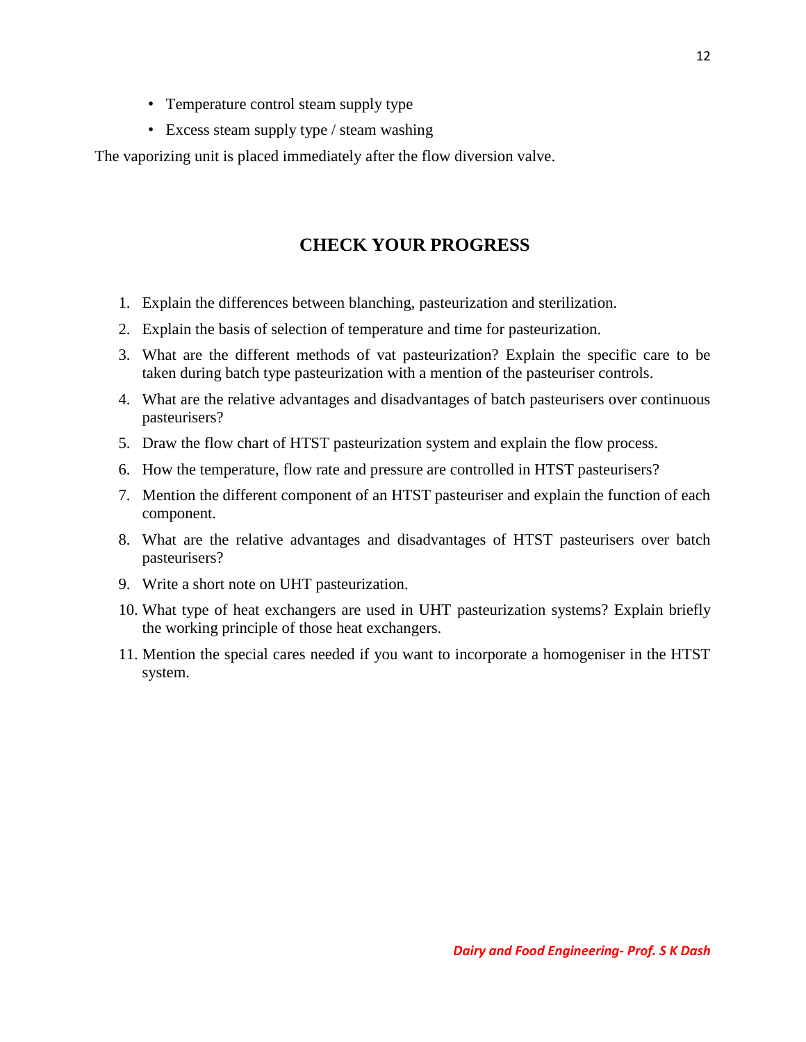- Temperature control steam supply type
- Excess steam supply type / steam washing

The vaporizing unit is placed immediately after the flow diversion valve.

## CHECK YOUR PROGRESS

1. Explain the differences between blanching, pasteurization and sterilization.
2. Explain the basis of selection of temperature and time for pasteurization.
3. What are the different methods of vat pasteurization? Explain the specific care to be taken during batch type pasteurization with a mention of the pasteuriser controls.
4. What are the relative advantages and disadvantages of batch pasteurisers over continuous pasteurisers?
5. Draw the flow chart of HTST pasteurization system and explain the flow process.
6. How the temperature, flow rate and pressure are controlled in HTST pasteurisers?
7. Mention the different component of an HTST pasteuriser and explain the function of each component.
8. What are the relative advantages and disadvantages of HTST pasteurisers over batch pasteurisers?
9. Write a short note on UHT pasteurization.
10. What type of heat exchangers are used in UHT pasteurization systems? Explain briefly the working principle of those heat exchangers.
11. Mention the special cares needed if you want to incorporate a homogeniser in the HTST system.